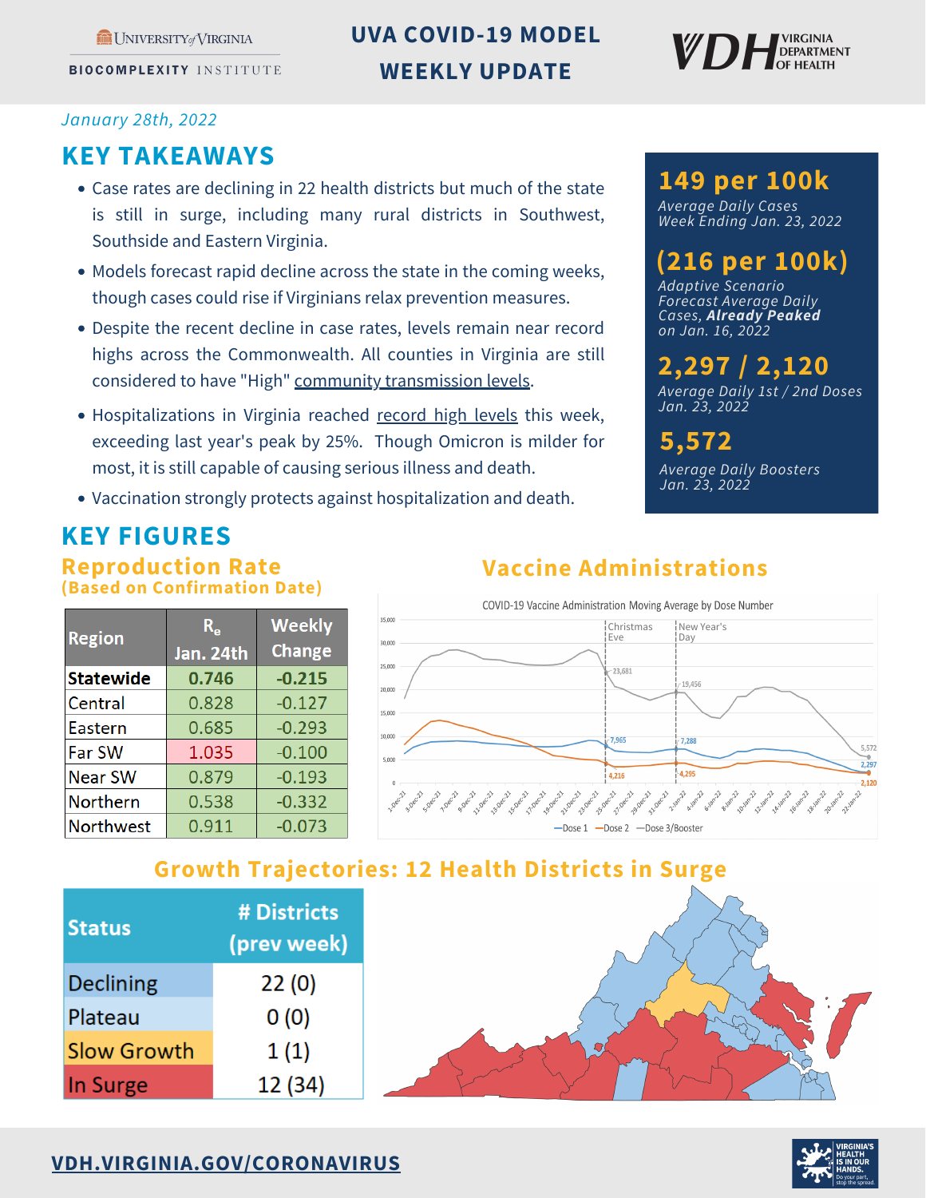University of Virginia Biocomplexity Institute

# UVA COVID-19 MODEL WEEKLY UPDATE

Virginia Department of Health

*January 28th, 2022*

## KEY TAKEAWAYS

- Case rates are declining in 22 health districts but much of the state is still in surge, including many rural districts in Southwest, Southside and Eastern Virginia.
- Models forecast rapid decline across the state in the coming weeks, though cases could rise if Virginians relax prevention measures.
- Despite the recent decline in case rates, levels remain near record highs across the Commonwealth. All counties in Virginia are still considered to have "High" community transmission levels.
- Hospitalizations in Virginia reached record high levels this week, exceeding last year's peak by 25%. Though Omicron is milder for most, it is still capable of causing serious illness and death.
- Vaccination strongly protects against hospitalization and death.

**149 per 100k**
*Average Daily Cases Week Ending Jan. 23, 2022*

**(216 per 100k)**
*Adaptive Scenario Forecast Average Daily Cases, **Already Peaked** on Jan. 16, 2022*

**2,297 / 2,120**
*Average Daily 1st / 2nd Doses Jan. 23, 2022*

**5,572**
*Average Daily Boosters Jan. 23, 2022*

## KEY FIGURES

### Reproduction Rate (Based on Confirmation Date)

| Region | $R_e$ Jan. 24th | Weekly Change |
|---|---|---|
| **Statewide** | **0.746** | **-0.215** |
| Central | 0.828 | -0.127 |
| Eastern | 0.685 | -0.293 |
| Far SW | 1.035 | -0.100 |
| Near SW | 0.879 | -0.193 |
| Northern | 0.538 | -0.332 |
| Northwest | 0.911 | -0.073 |

### Vaccine Administrations

COVID-19 Vaccine Administration Moving Average by Dose Number

Christmas Eve: 23,681 (Dose 3/Booster); 7,965 (Dose 1); 4,216 (Dose 2)
New Year's Day: 19,456 (Dose 3/Booster); 7,288 (Dose 1); 4,295 (Dose 2)
Jan. 22: 5,572 (Dose 3/Booster); 2,297 (Dose 1); 2,120 (Dose 2)

Dose 1 — Dose 2 — Dose 3/Booster

### Growth Trajectories: 12 Health Districts in Surge

| Status | # Districts (prev week) |
|---|---|
| Declining | 22 (0) |
| Plateau | 0 (0) |
| Slow Growth | 1 (1) |
| In Surge | 12 (34) |

VDH.VIRGINIA.GOV/CORONAVIRUS

Virginia's health is in our hands. Do your part, stop the spread.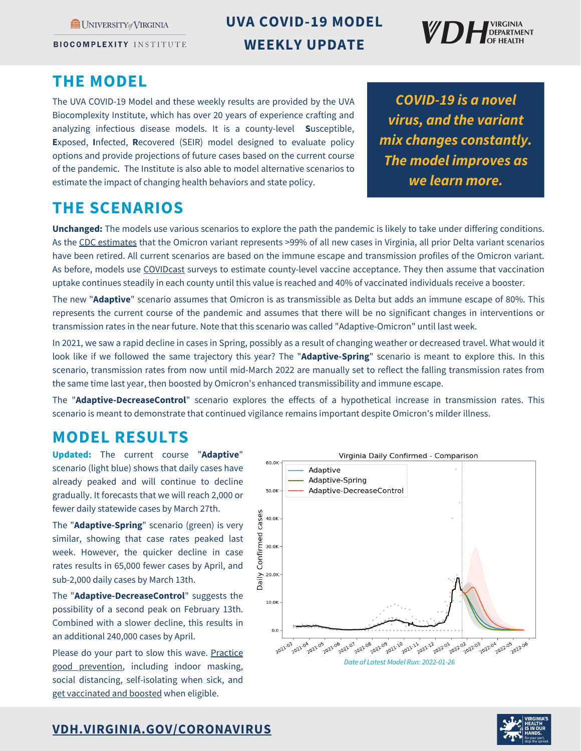UNIVERSITY of VIRGINIA

BIOCOMPLEXITY INSTITUTE

# UVA COVID-19 MODEL WEEKLY UPDATE

VDH VIRGINIA DEPARTMENT OF HEALTH

## THE MODEL

The UVA COVID-19 Model and these weekly results are provided by the UVA Biocomplexity Institute, which has over 20 years of experience crafting and analyzing infectious disease models. It is a county-level **S**usceptible, **E**xposed, **I**nfected, **R**ecovered (SEIR) model designed to evaluate policy options and provide projections of future cases based on the current course of the pandemic. The Institute is also able to model alternative scenarios to estimate the impact of changing health behaviors and state policy.

***COVID-19 is a novel virus, and the variant mix changes constantly. The model improves as we learn more.***

## THE SCENARIOS

**Unchanged:** The models use various scenarios to explore the path the pandemic is likely to take under differing conditions. As the CDC estimates that the Omicron variant represents >99% of all new cases in Virginia, all prior Delta variant scenarios have been retired. All current scenarios are based on the immune escape and transmission profiles of the Omicron variant. As before, models use COVIDcast surveys to estimate county-level vaccine acceptance. They then assume that vaccination uptake continues steadily in each county until this value is reached and 40% of vaccinated individuals receive a booster.

The new "**Adaptive**" scenario assumes that Omicron is as transmissible as Delta but adds an immune escape of 80%. This represents the current course of the pandemic and assumes that there will be no significant changes in interventions or transmission rates in the near future. Note that this scenario was called "Adaptive-Omicron" until last week.

In 2021, we saw a rapid decline in cases in Spring, possibly as a result of changing weather or decreased travel. What would it look like if we followed the same trajectory this year? The "**Adaptive-Spring**" scenario is meant to explore this. In this scenario, transmission rates from now until mid-March 2022 are manually set to reflect the falling transmission rates from the same time last year, then boosted by Omicron's enhanced transmissibility and immune escape.

The "**Adaptive-DecreaseControl**" scenario explores the effects of a hypothetical increase in transmission rates. This scenario is meant to demonstrate that continued vigilance remains important despite Omicron's milder illness.

## MODEL RESULTS

**Updated:** The current course "**Adaptive**" scenario (light blue) shows that daily cases have already peaked and will continue to decline gradually. It forecasts that we will reach 2,000 or fewer daily statewide cases by March 27th.

The "**Adaptive-Spring**" scenario (green) is very similar, showing that case rates peaked last week. However, the quicker decline in case rates results in 65,000 fewer cases by April, and sub-2,000 daily cases by March 13th.

The "**Adaptive-DecreaseControl**" suggests the possibility of a second peak on February 13th. Combined with a slower decline, this results in an additional 240,000 cases by April.

Please do your part to slow this wave. Practice good prevention, including indoor masking, social distancing, self-isolating when sick, and get vaccinated and boosted when eligible.

Virginia Daily Confirmed - Comparison

Adaptive
Adaptive-Spring
Adaptive-DecreaseControl

Daily Confirmed cases

60.0K
50.0K
40.0K
30.0K
20.0K
10.0K
0.0

2021-03 2021-04 2021-05 2021-06 2021-07 2021-08 2021-09 2021-10 2021-11 2021-12 2022-01 2022-02 2022-03 2022-04 2022-05 2022-06

*Date of Latest Model Run: 2022-01-26*

**VDH.VIRGINIA.GOV/CORONAVIRUS**

VIRGINIA'S HEALTH IS IN OUR HANDS. Do your part, stop the spread.